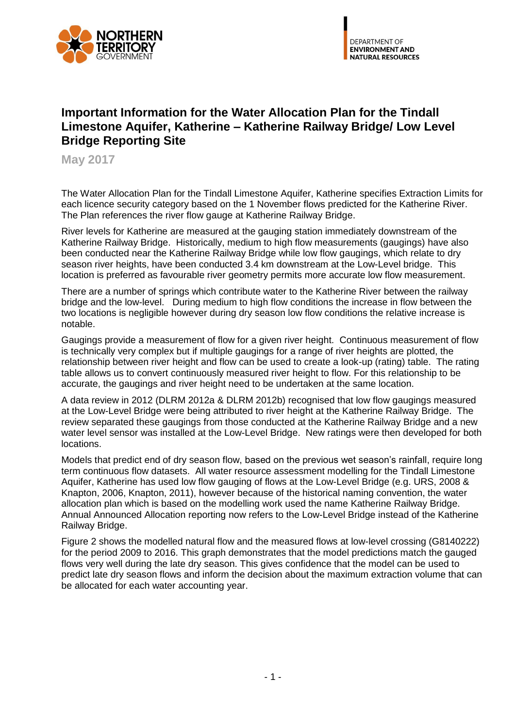# Important Information for the Water Allocation Plan for the Tindall Limestone Aquifer, Katherine – Katherine Railway Bridge/ Low Level Bridge Reporting Site

**May 2017**

The Water Allocation Plan for the Tindall Limestone Aquifer, Katherine specifies Extraction Limits for each licence security category based on the 1 November flows predicted for the Katherine River. The Plan references the river flow gauge at Katherine Railway Bridge.

River levels for Katherine are measured at the gauging station immediately downstream of the Katherine Railway Bridge. Historically, medium to high flow measurements (gaugings) have also been conducted near the Katherine Railway Bridge while low flow gaugings, which relate to dry season river heights, have been conducted 3.4 km downstream at the Low-Level bridge. This location is preferred as favourable river geometry permits more accurate low flow measurement.

There are a number of springs which contribute water to the Katherine River between the railway bridge and the low-level. During medium to high flow conditions the increase in flow between the two locations is negligible however during dry season low flow conditions the relative increase is notable.

Gaugings provide a measurement of flow for a given river height. Continuous measurement of flow is technically very complex but if multiple gaugings for a range of river heights are plotted, the relationship between river height and flow can be used to create a look-up (rating) table. The rating table allows us to convert continuously measured river height to flow. For this relationship to be accurate, the gaugings and river height need to be undertaken at the same location.

A data review in 2012 (DLRM 2012a & DLRM 2012b) recognised that low flow gaugings measured at the Low-Level Bridge were being attributed to river height at the Katherine Railway Bridge. The review separated these gaugings from those conducted at the Katherine Railway Bridge and a new water level sensor was installed at the Low-Level Bridge. New ratings were then developed for both locations.

Models that predict end of dry season flow, based on the previous wet season's rainfall, require long term continuous flow datasets. All water resource assessment modelling for the Tindall Limestone Aquifer, Katherine has used low flow gauging of flows at the Low-Level Bridge (e.g. URS, 2008 & Knapton, 2006, Knapton, 2011), however because of the historical naming convention, the water allocation plan which is based on the modelling work used the name Katherine Railway Bridge. Annual Announced Allocation reporting now refers to the Low-Level Bridge instead of the Katherine Railway Bridge.

Figure 2 shows the modelled natural flow and the measured flows at low-level crossing (G8140222) for the period 2009 to 2016. This graph demonstrates that the model predictions match the gauged flows very well during the late dry season. This gives confidence that the model can be used to predict late dry season flows and inform the decision about the maximum extraction volume that can be allocated for each water accounting year.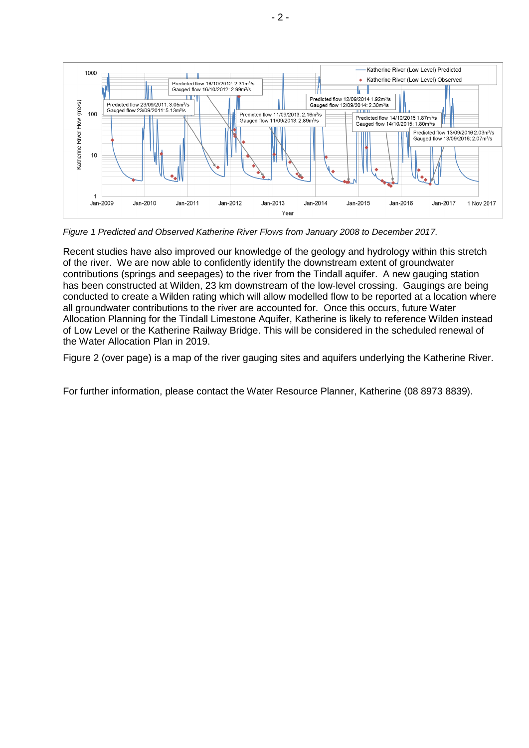*Figure 1 Predicted and Observed Katherine River Flows from January 2008 to December 2017.*

Recent studies have also improved our knowledge of the geology and hydrology within this stretch of the river. We are now able to confidently identify the downstream extent of groundwater contributions (springs and seepages) to the river from the Tindall aquifer. A new gauging station has been constructed at Wilden, 23 km downstream of the low-level crossing. Gaugings are being conducted to create a Wilden rating which will allow modelled flow to be reported at a location where all groundwater contributions to the river are accounted for. Once this occurs, future Water Allocation Planning for the Tindall Limestone Aquifer, Katherine is likely to reference Wilden instead of Low Level or the Katherine Railway Bridge. This will be considered in the scheduled renewal of the Water Allocation Plan in 2019.

Figure 2 (over page) is a map of the river gauging sites and aquifers underlying the Katherine River.

For further information, please contact the Water Resource Planner, Katherine (08 8973 8839).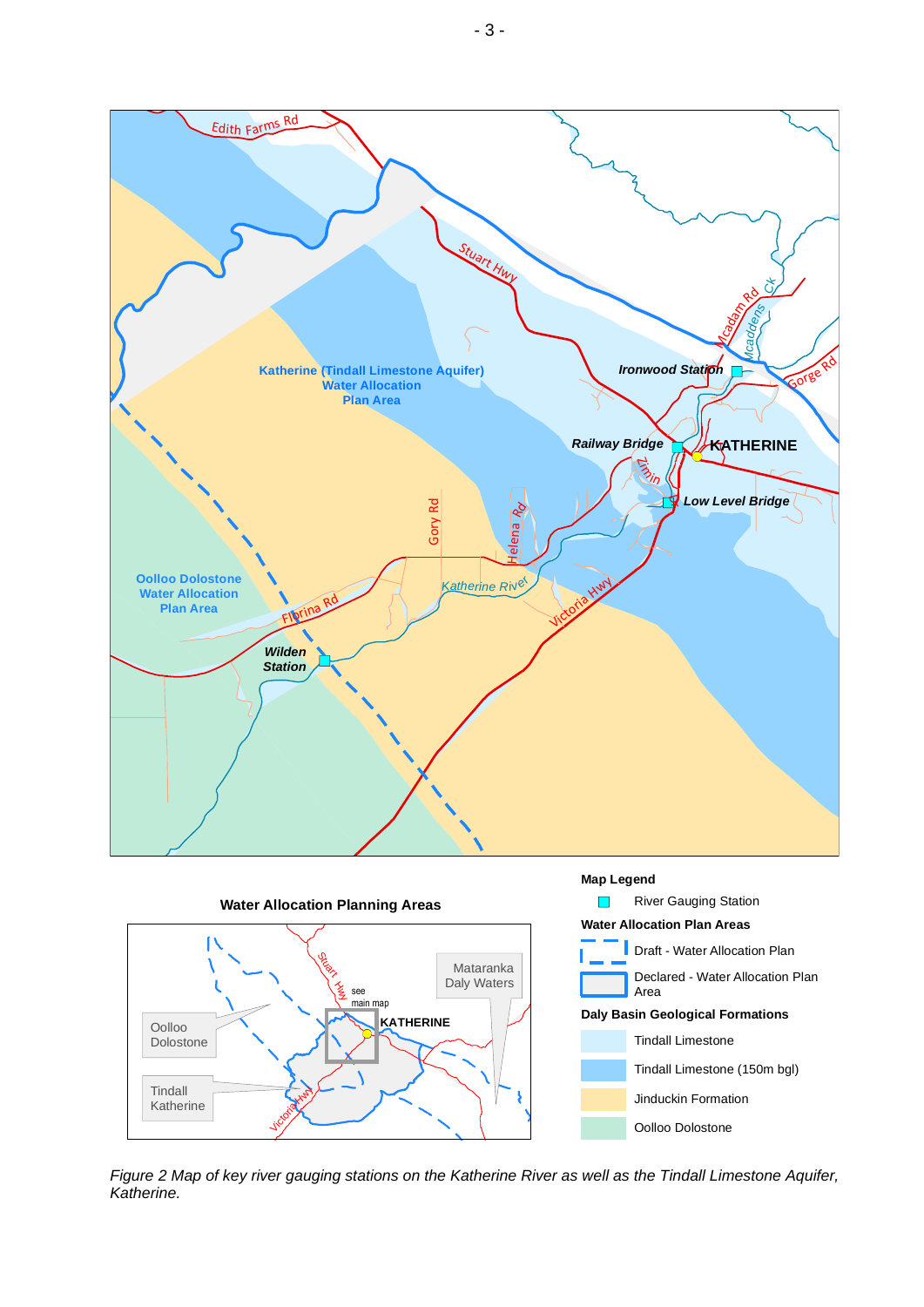*Figure 2 Map of key river gauging stations on the Katherine River as well as the Tindall Limestone Aquifer, Katherine.*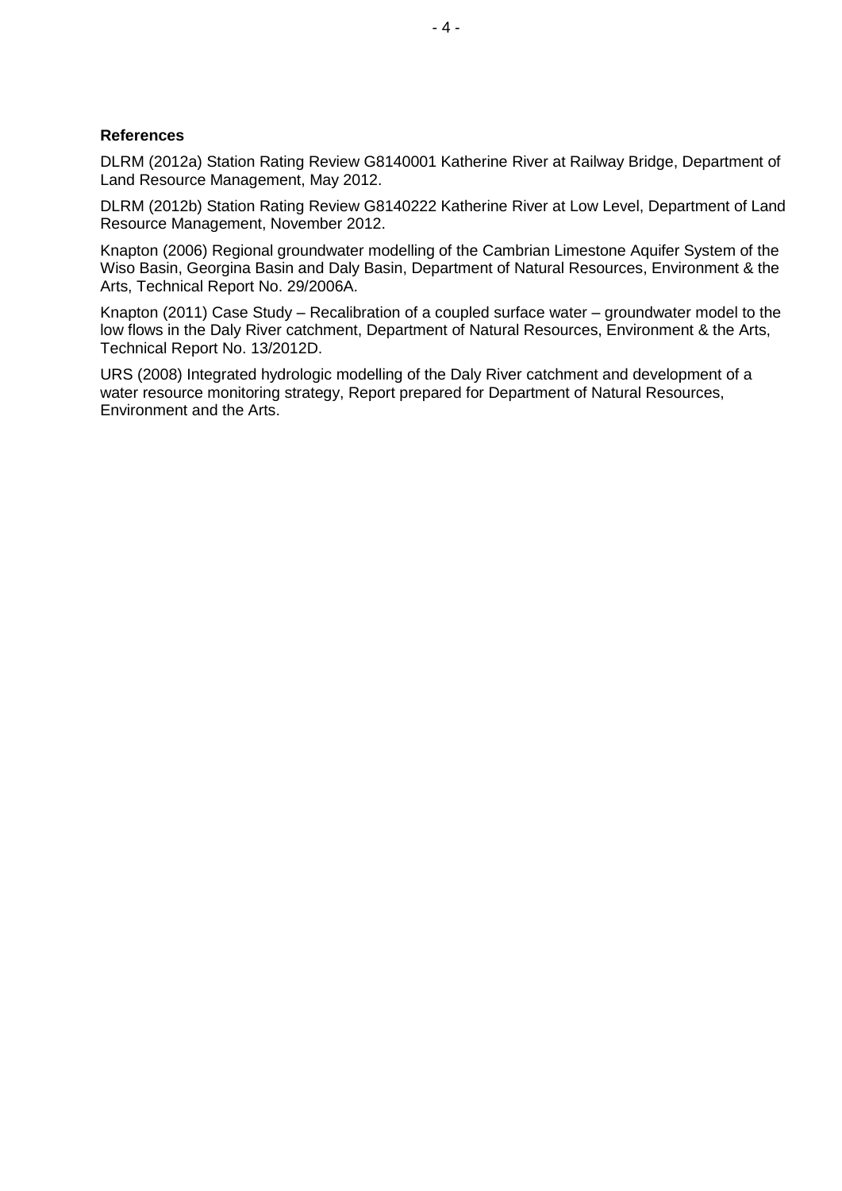**References**

DLRM (2012a) Station Rating Review G8140001 Katherine River at Railway Bridge, Department of Land Resource Management, May 2012.

DLRM (2012b) Station Rating Review G8140222 Katherine River at Low Level, Department of Land Resource Management, November 2012.

Knapton (2006) Regional groundwater modelling of the Cambrian Limestone Aquifer System of the Wiso Basin, Georgina Basin and Daly Basin, Department of Natural Resources, Environment & the Arts, Technical Report No. 29/2006A.

Knapton (2011) Case Study – Recalibration of a coupled surface water – groundwater model to the low flows in the Daly River catchment, Department of Natural Resources, Environment & the Arts, Technical Report No. 13/2012D.

URS (2008) Integrated hydrologic modelling of the Daly River catchment and development of a water resource monitoring strategy, Report prepared for Department of Natural Resources, Environment and the Arts.